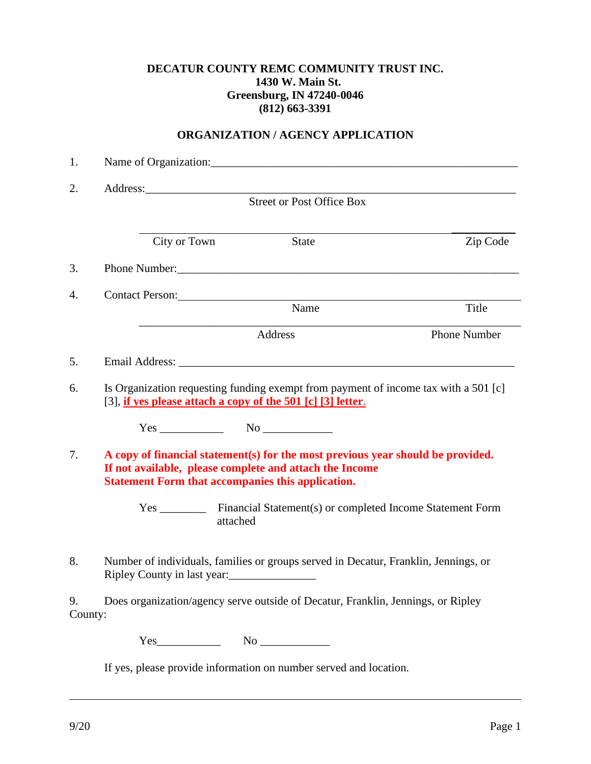**DECATUR COUNTY REMC COMMUNITY TRUST INC.**
**1430 W. Main St.**
**Greensburg, IN 47240-0046**
**(812) 663-3391**

**ORGANIZATION / AGENCY APPLICATION**

1. Name of Organization:_______________________________________________________

2. Address:_______________________________________________________________
   Street or Post Office Box

   _______________________________________________________________
   City or Town State Zip Code

3. Phone Number:__________________________________________________________

4. Contact Person:_________________________________________________________
   Name Title

   _______________________________________________________________
   Address Phone Number

5. Email Address: ________________________________________________________

6. Is Organization requesting funding exempt from payment of income tax with a 501 [c] [3], **if yes please attach a copy of the 501 [c] [3] letter.**

   Yes ___________ No ____________

7. **A copy of financial statement(s) for the most previous year should be provided. If not available, please complete and attach the Income Statement Form that accompanies this application.**

   Yes ________ Financial Statement(s) or completed Income Statement Form attached

8. Number of individuals, families or groups served in Decatur, Franklin, Jennings, or Ripley County in last year:_______________

9. Does organization/agency serve outside of Decatur, Franklin, Jennings, or Ripley County:

   Yes___________ No ____________

   If yes, please provide information on number served and location.

9/20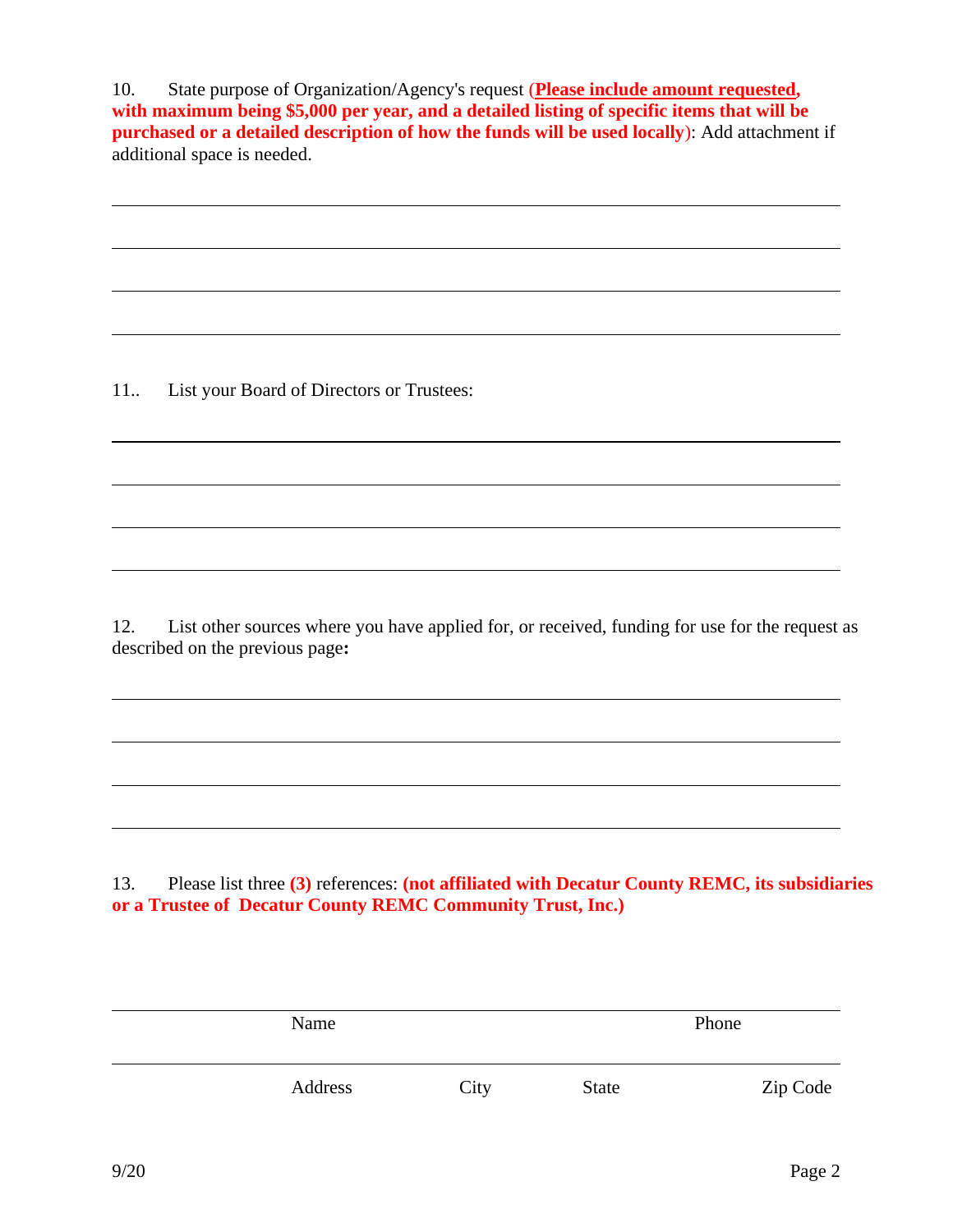10. State purpose of Organization/Agency's request (**<u>Please include amount requested</u>, with maximum being $5,000 per year, and a detailed listing of specific items that will be purchased or a detailed description of how the funds will be used locally**): Add attachment if additional space is needed.

\_\_\_\_\_\_\_\_\_\_\_\_\_\_\_\_\_\_\_\_\_\_\_\_\_\_\_\_\_\_\_\_\_\_\_\_\_\_\_\_\_\_\_\_\_\_\_\_\_\_\_\_\_\_\_\_\_\_\_\_\_\_\_\_\_\_\_\_\_\_\_\_\_\_\_\_

\_\_\_\_\_\_\_\_\_\_\_\_\_\_\_\_\_\_\_\_\_\_\_\_\_\_\_\_\_\_\_\_\_\_\_\_\_\_\_\_\_\_\_\_\_\_\_\_\_\_\_\_\_\_\_\_\_\_\_\_\_\_\_\_\_\_\_\_\_\_\_\_\_\_\_\_

\_\_\_\_\_\_\_\_\_\_\_\_\_\_\_\_\_\_\_\_\_\_\_\_\_\_\_\_\_\_\_\_\_\_\_\_\_\_\_\_\_\_\_\_\_\_\_\_\_\_\_\_\_\_\_\_\_\_\_\_\_\_\_\_\_\_\_\_\_\_\_\_\_\_\_\_

\_\_\_\_\_\_\_\_\_\_\_\_\_\_\_\_\_\_\_\_\_\_\_\_\_\_\_\_\_\_\_\_\_\_\_\_\_\_\_\_\_\_\_\_\_\_\_\_\_\_\_\_\_\_\_\_\_\_\_\_\_\_\_\_\_\_\_\_\_\_\_\_\_\_\_\_

11.. List your Board of Directors or Trustees:

\_\_\_\_\_\_\_\_\_\_\_\_\_\_\_\_\_\_\_\_\_\_\_\_\_\_\_\_\_\_\_\_\_\_\_\_\_\_\_\_\_\_\_\_\_\_\_\_\_\_\_\_\_\_\_\_\_\_\_\_\_\_\_\_\_\_\_\_\_\_\_\_\_\_\_\_

\_\_\_\_\_\_\_\_\_\_\_\_\_\_\_\_\_\_\_\_\_\_\_\_\_\_\_\_\_\_\_\_\_\_\_\_\_\_\_\_\_\_\_\_\_\_\_\_\_\_\_\_\_\_\_\_\_\_\_\_\_\_\_\_\_\_\_\_\_\_\_\_\_\_\_\_

\_\_\_\_\_\_\_\_\_\_\_\_\_\_\_\_\_\_\_\_\_\_\_\_\_\_\_\_\_\_\_\_\_\_\_\_\_\_\_\_\_\_\_\_\_\_\_\_\_\_\_\_\_\_\_\_\_\_\_\_\_\_\_\_\_\_\_\_\_\_\_\_\_\_\_\_

\_\_\_\_\_\_\_\_\_\_\_\_\_\_\_\_\_\_\_\_\_\_\_\_\_\_\_\_\_\_\_\_\_\_\_\_\_\_\_\_\_\_\_\_\_\_\_\_\_\_\_\_\_\_\_\_\_\_\_\_\_\_\_\_\_\_\_\_\_\_\_\_\_\_\_\_

12. List other sources where you have applied for, or received, funding for use for the request as described on the previous page**:**

\_\_\_\_\_\_\_\_\_\_\_\_\_\_\_\_\_\_\_\_\_\_\_\_\_\_\_\_\_\_\_\_\_\_\_\_\_\_\_\_\_\_\_\_\_\_\_\_\_\_\_\_\_\_\_\_\_\_\_\_\_\_\_\_\_\_\_\_\_\_\_\_\_\_\_\_

\_\_\_\_\_\_\_\_\_\_\_\_\_\_\_\_\_\_\_\_\_\_\_\_\_\_\_\_\_\_\_\_\_\_\_\_\_\_\_\_\_\_\_\_\_\_\_\_\_\_\_\_\_\_\_\_\_\_\_\_\_\_\_\_\_\_\_\_\_\_\_\_\_\_\_\_

\_\_\_\_\_\_\_\_\_\_\_\_\_\_\_\_\_\_\_\_\_\_\_\_\_\_\_\_\_\_\_\_\_\_\_\_\_\_\_\_\_\_\_\_\_\_\_\_\_\_\_\_\_\_\_\_\_\_\_\_\_\_\_\_\_\_\_\_\_\_\_\_\_\_\_\_

\_\_\_\_\_\_\_\_\_\_\_\_\_\_\_\_\_\_\_\_\_\_\_\_\_\_\_\_\_\_\_\_\_\_\_\_\_\_\_\_\_\_\_\_\_\_\_\_\_\_\_\_\_\_\_\_\_\_\_\_\_\_\_\_\_\_\_\_\_\_\_\_\_\_\_\_

13. Please list three **(3)** references: **(not affiliated with Decatur County REMC, its subsidiaries or a Trustee of Decatur County REMC Community Trust, Inc.)**

\_\_\_\_\_\_\_\_\_\_\_\_\_\_\_\_\_\_\_\_\_\_\_\_\_\_\_\_\_\_\_\_\_\_\_\_\_\_\_\_\_\_\_\_\_\_\_\_\_\_\_\_\_\_\_\_\_\_\_\_\_\_\_\_\_\_\_\_\_\_\_\_\_\_\_\_

Name Phone

\_\_\_\_\_\_\_\_\_\_\_\_\_\_\_\_\_\_\_\_\_\_\_\_\_\_\_\_\_\_\_\_\_\_\_\_\_\_\_\_\_\_\_\_\_\_\_\_\_\_\_\_\_\_\_\_\_\_\_\_\_\_\_\_\_\_\_\_\_\_\_\_\_\_\_\_

Address City State Zip Code

9/20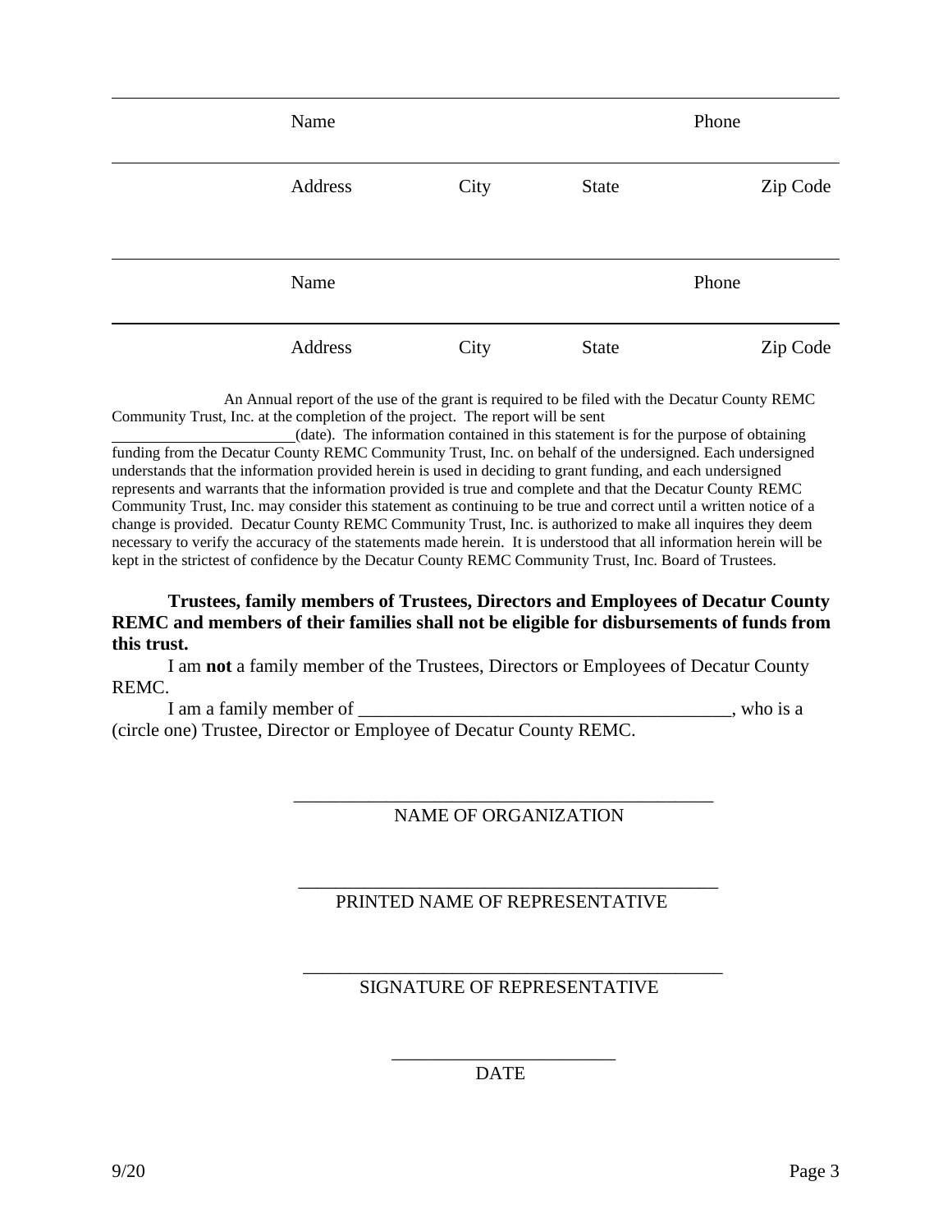______________________________________________________________________

Name Phone

______________________________________________________________________

Address City State Zip Code

______________________________________________________________________

Name Phone

______________________________________________________________________

Address City State Zip Code

An Annual report of the use of the grant is required to be filed with the Decatur County REMC Community Trust, Inc. at the completion of the project. The report will be sent ______________________(date). The information contained in this statement is for the purpose of obtaining funding from the Decatur County REMC Community Trust, Inc. on behalf of the undersigned. Each undersigned understands that the information provided herein is used in deciding to grant funding, and each undersigned represents and warrants that the information provided is true and complete and that the Decatur County REMC Community Trust, Inc. may consider this statement as continuing to be true and correct until a written notice of a change is provided. Decatur County REMC Community Trust, Inc. is authorized to make all inquires they deem necessary to verify the accuracy of the statements made herein. It is understood that all information herein will be kept in the strictest of confidence by the Decatur County REMC Community Trust, Inc. Board of Trustees.

**Trustees, family members of Trustees, Directors and Employees of Decatur County REMC and members of their families shall not be eligible for disbursements of funds from this trust.**

I am **not** a family member of the Trustees, Directors or Employees of Decatur County REMC.

I am a family member of ________________________________________, who is a (circle one) Trustee, Director or Employee of Decatur County REMC.

_____________________________________________

NAME OF ORGANIZATION

_____________________________________________

PRINTED NAME OF REPRESENTATIVE

_____________________________________________

SIGNATURE OF REPRESENTATIVE

________________________

DATE

9/20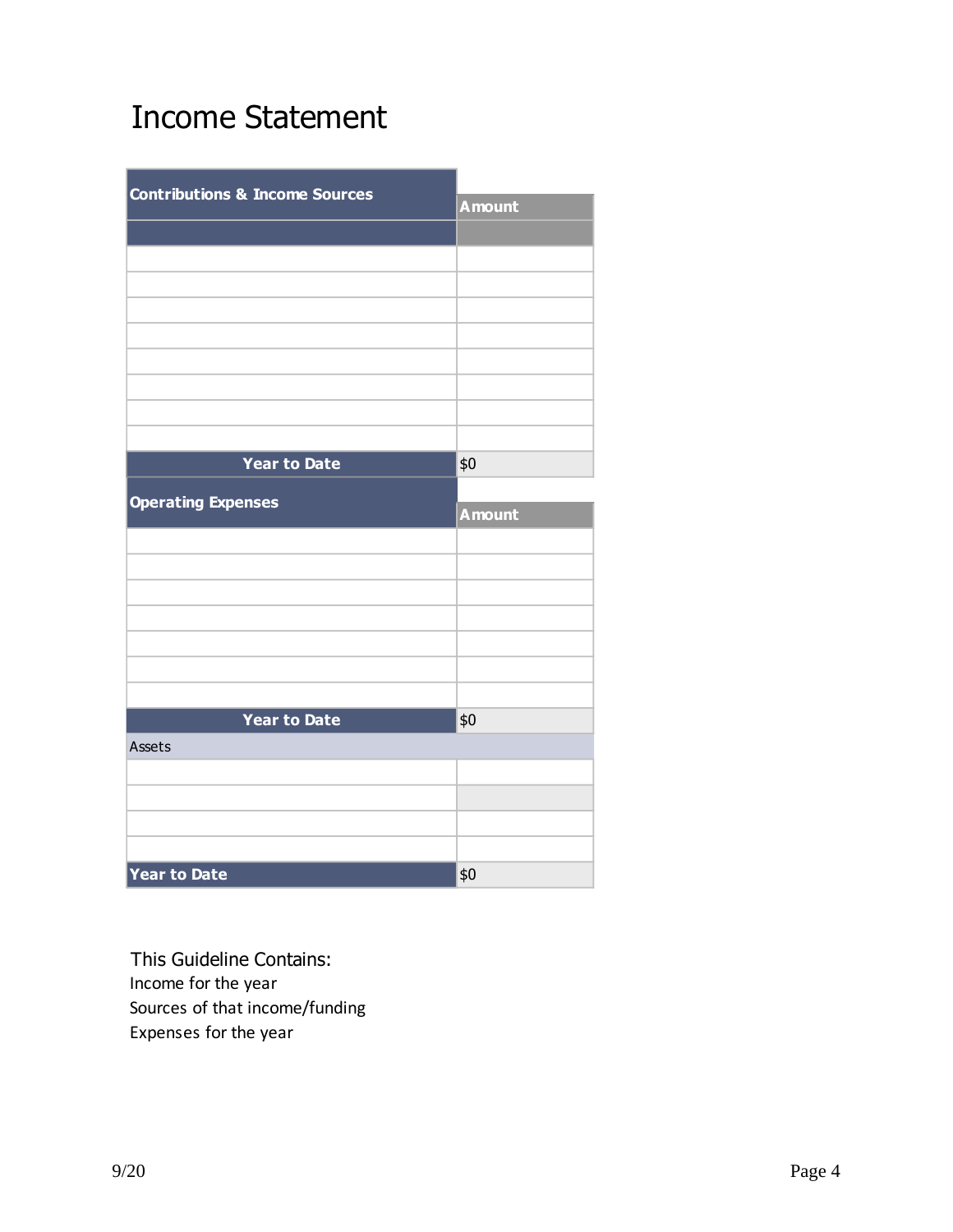# Income Statement

| Contributions & Income Sources | Amount |
|---|---|
| | |
| | |
| | |
| | |
| | |
| | |
| | |
| | |
| | |
| **Year to Date** | $0 |
| **Operating Expenses** | **Amount** |
| | |
| | |
| | |
| | |
| | |
| | |
| | |
| **Year to Date** | $0 |
| Assets | |
| | |
| | |
| | |
| | |
| **Year to Date** | $0 |

This Guideline Contains:

Income for the year

Sources of that income/funding

Expenses for the year

9/20